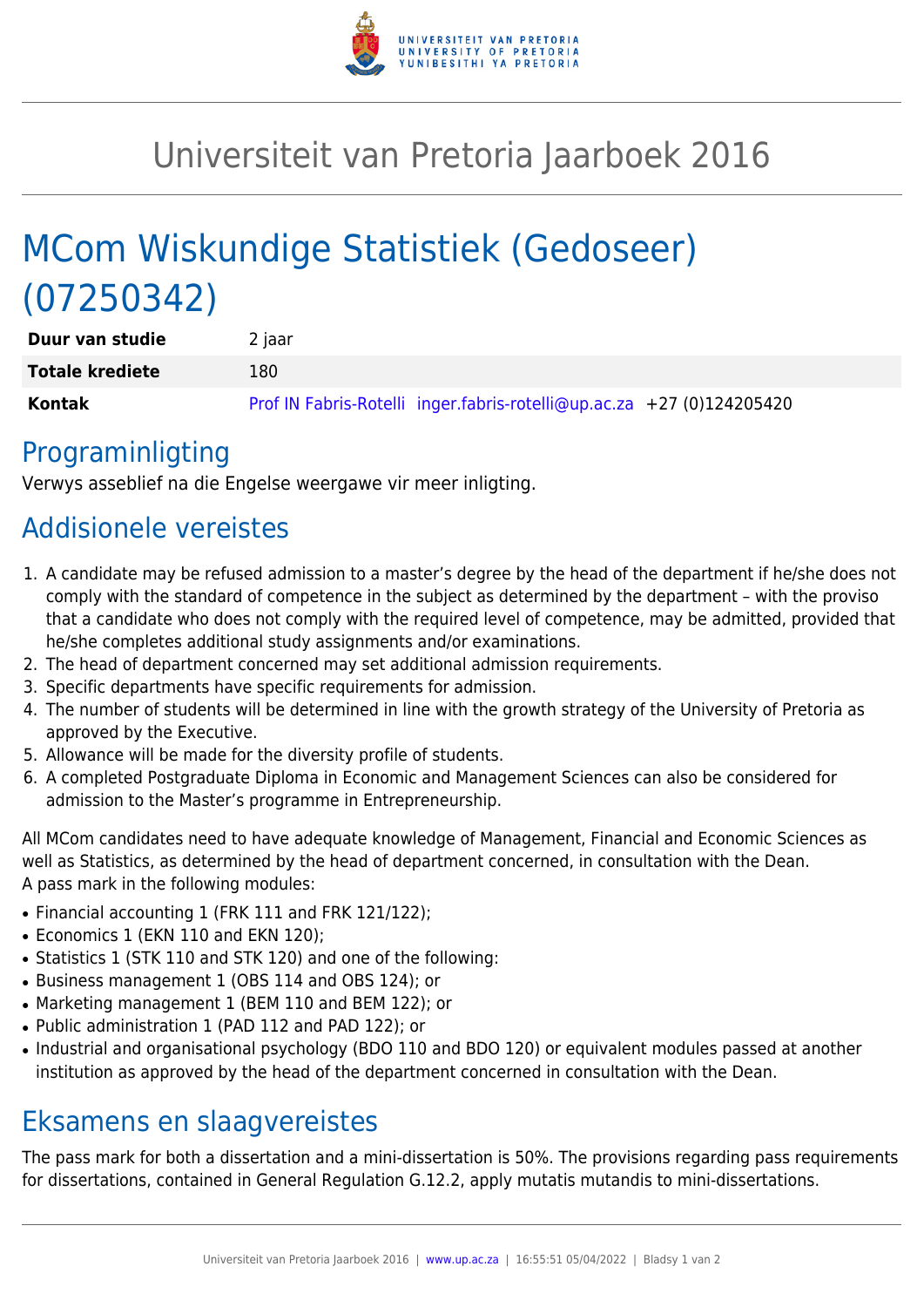# Universiteit van Pretoria Jaarboek 2016

# MCom Wiskundige Statistiek (Gedoseer) (07250342)

| | |
|---|---|
| **Duur van studie** | 2 jaar |
| **Totale krediete** | 180 |
| **Kontak** | Prof IN Fabris-Rotelli inger.fabris-rotelli@up.ac.za +27 (0)124205420 |

## Programinligting

Verwys asseblief na die Engelse weergawe vir meer inligting.

## Addisionele vereistes

1. A candidate may be refused admission to a master's degree by the head of the department if he/she does not comply with the standard of competence in the subject as determined by the department – with the proviso that a candidate who does not comply with the required level of competence, may be admitted, provided that he/she completes additional study assignments and/or examinations.
2. The head of department concerned may set additional admission requirements.
3. Specific departments have specific requirements for admission.
4. The number of students will be determined in line with the growth strategy of the University of Pretoria as approved by the Executive.
5. Allowance will be made for the diversity profile of students.
6. A completed Postgraduate Diploma in Economic and Management Sciences can also be considered for admission to the Master's programme in Entrepreneurship.

All MCom candidates need to have adequate knowledge of Management, Financial and Economic Sciences as well as Statistics, as determined by the head of department concerned, in consultation with the Dean.
A pass mark in the following modules:

- Financial accounting 1 (FRK 111 and FRK 121/122);
- Economics 1 (EKN 110 and EKN 120);
- Statistics 1 (STK 110 and STK 120) and one of the following:
- Business management 1 (OBS 114 and OBS 124); or
- Marketing management 1 (BEM 110 and BEM 122); or
- Public administration 1 (PAD 112 and PAD 122); or
- Industrial and organisational psychology (BDO 110 and BDO 120) or equivalent modules passed at another institution as approved by the head of the department concerned in consultation with the Dean.

## Eksamens en slaagvereistes

The pass mark for both a dissertation and a mini-dissertation is 50%. The provisions regarding pass requirements for dissertations, contained in General Regulation G.12.2, apply mutatis mutandis to mini-dissertations.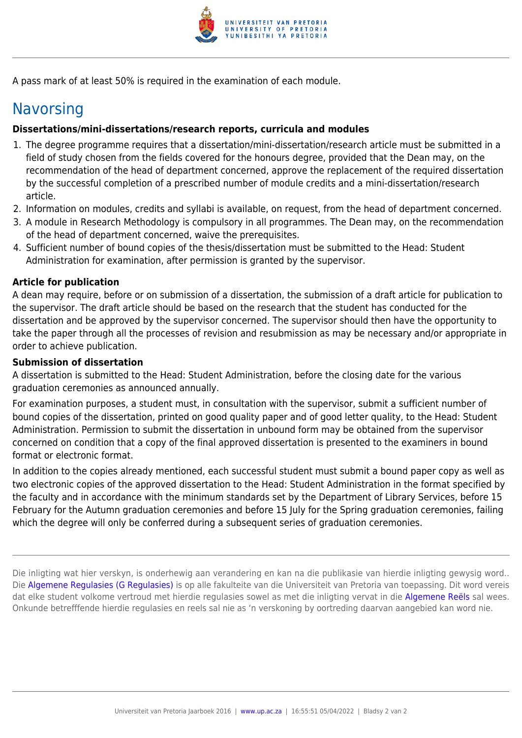A pass mark of at least 50% is required in the examination of each module.

## Navorsing

**Dissertations/mini-dissertations/research reports, curricula and modules**

1. The degree programme requires that a dissertation/mini-dissertation/research article must be submitted in a field of study chosen from the fields covered for the honours degree, provided that the Dean may, on the recommendation of the head of department concerned, approve the replacement of the required dissertation by the successful completion of a prescribed number of module credits and a mini-dissertation/research article.
2. Information on modules, credits and syllabi is available, on request, from the head of department concerned.
3. A module in Research Methodology is compulsory in all programmes. The Dean may, on the recommendation of the head of department concerned, waive the prerequisites.
4. Sufficient number of bound copies of the thesis/dissertation must be submitted to the Head: Student Administration for examination, after permission is granted by the supervisor.

**Article for publication**

A dean may require, before or on submission of a dissertation, the submission of a draft article for publication to the supervisor. The draft article should be based on the research that the student has conducted for the dissertation and be approved by the supervisor concerned. The supervisor should then have the opportunity to take the paper through all the processes of revision and resubmission as may be necessary and/or appropriate in order to achieve publication.

**Submission of dissertation**

A dissertation is submitted to the Head: Student Administration, before the closing date for the various graduation ceremonies as announced annually.

For examination purposes, a student must, in consultation with the supervisor, submit a sufficient number of bound copies of the dissertation, printed on good quality paper and of good letter quality, to the Head: Student Administration. Permission to submit the dissertation in unbound form may be obtained from the supervisor concerned on condition that a copy of the final approved dissertation is presented to the examiners in bound format or electronic format.

In addition to the copies already mentioned, each successful student must submit a bound paper copy as well as two electronic copies of the approved dissertation to the Head: Student Administration in the format specified by the faculty and in accordance with the minimum standards set by the Department of Library Services, before 15 February for the Autumn graduation ceremonies and before 15 July for the Spring graduation ceremonies, failing which the degree will only be conferred during a subsequent series of graduation ceremonies.

Die inligting wat hier verskyn, is onderhewig aan verandering en kan na die publikasie van hierdie inligting gewysig word.. Die Algemene Regulasies (G Regulasies) is op alle fakulteite van die Universiteit van Pretoria van toepassing. Dit word vereis dat elke student volkome vertroud met hierdie regulasies sowel as met die inligting vervat in die Algemene Reëls sal wees. Onkunde betrefffende hierdie regulasies en reels sal nie as 'n verskoning by oortreding daarvan aangebied kan word nie.